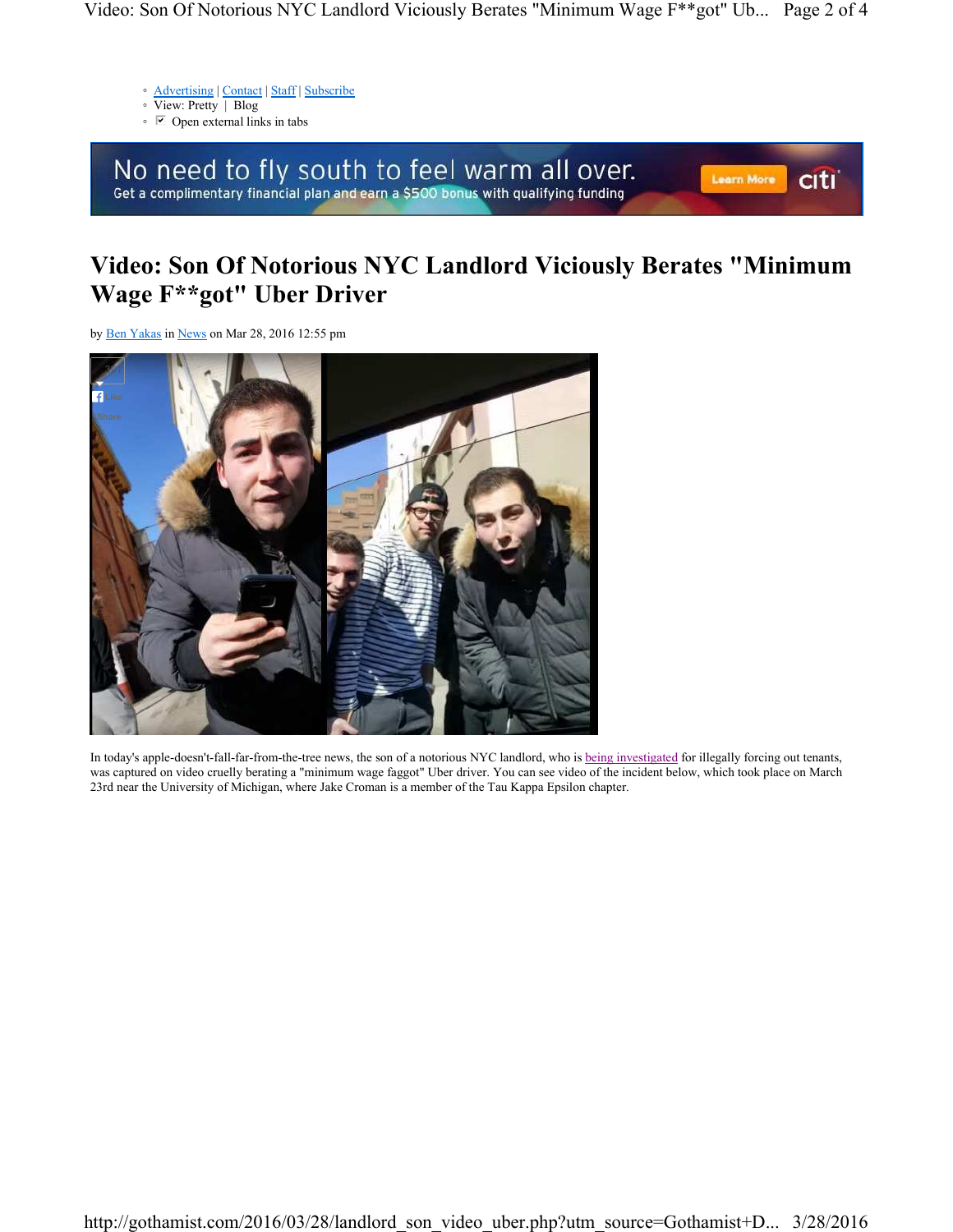- [Advertising](#) | [Contact](#) | [Staff](#) | [Subscribe](#)
- View: Pretty | Blog
- ☑ Open external links in tabs

No need to fly south to feel warm all over.
Get a complimentary financial plan and earn a $500 bonus with qualifying funding
Learn More citi

# Video: Son Of Notorious NYC Landlord Viciously Berates "Minimum Wage F**got" Uber Driver

by [Ben Yakas](#) in [News](#) on Mar 28, 2016 12:55 pm

In today's apple-doesn't-fall-far-from-the-tree news, the son of a notorious NYC landlord, who is [being investigated](#) for illegally forcing out tenants, was captured on video cruelly berating a "minimum wage faggot" Uber driver. You can see video of the incident below, which took place on March 23rd near the University of Michigan, where Jake Croman is a member of the Tau Kappa Epsilon chapter.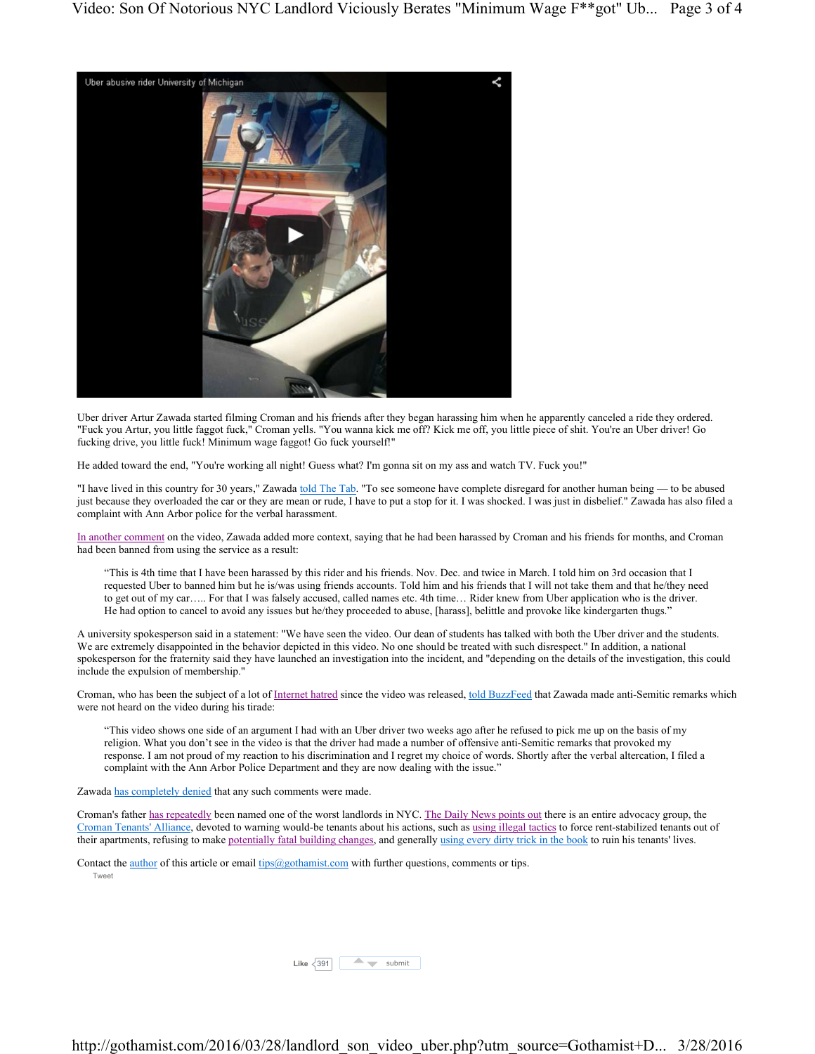Uber abusive rider University of Michigan

Uber driver Artur Zawada started filming Croman and his friends after they began harassing him when he apparently canceled a ride they ordered. "Fuck you Artur, you little faggot fuck," Croman yells. "You wanna kick me off? Kick me off, you little piece of shit. You're an Uber driver! Go fucking drive, you little fuck! Minimum wage faggot! Go fuck yourself!"

He added toward the end, "You're working all night! Guess what? I'm gonna sit on my ass and watch TV. Fuck you!"

"I have lived in this country for 30 years," Zawada told The Tab. "To see someone have complete disregard for another human being — to be abused just because they overloaded the car or they are mean or rude, I have to put a stop for it. I was shocked. I was just in disbelief." Zawada has also filed a complaint with Ann Arbor police for the verbal harassment.

In another comment on the video, Zawada added more context, saying that he had been harassed by Croman and his friends for months, and Croman had been banned from using the service as a result:

> "This is 4th time that I have been harassed by this rider and his friends. Nov. Dec. and twice in March. I told him on 3rd occasion that I requested Uber to banned him but he is/was using friends accounts. Told him and his friends that I will not take them and that he/they need to get out of my car….. For that I was falsely accused, called names etc. 4th time… Rider knew from Uber application who is the driver. He had option to cancel to avoid any issues but he/they proceeded to abuse, [harass], belittle and provoke like kindergarten thugs."

A university spokesperson said in a statement: "We have seen the video. Our dean of students has talked with both the Uber driver and the students. We are extremely disappointed in the behavior depicted in this video. No one should be treated with such disrespect." In addition, a national spokesperson for the fraternity said they have launched an investigation into the incident, and "depending on the details of the investigation, this could include the expulsion of membership."

Croman, who has been the subject of a lot of Internet hatred since the video was released, told BuzzFeed that Zawada made anti-Semitic remarks which were not heard on the video during his tirade:

> "This video shows one side of an argument I had with an Uber driver two weeks ago after he refused to pick me up on the basis of my religion. What you don't see in the video is that the driver had made a number of offensive anti-Semitic remarks that provoked my response. I am not proud of my reaction to his discrimination and I regret my choice of words. Shortly after the verbal altercation, I filed a complaint with the Ann Arbor Police Department and they are now dealing with the issue."

Zawada has completely denied that any such comments were made.

Croman's father has repeatedly been named one of the worst landlords in NYC. The Daily News points out there is an entire advocacy group, the Croman Tenants' Alliance, devoted to warning would-be tenants about his actions, such as using illegal tactics to force rent-stabilized tenants out of their apartments, refusing to make potentially fatal building changes, and generally using every dirty trick in the book to ruin his tenants' lives.

Contact the author of this article or email tips@gothamist.com with further questions, comments or tips.

Tweet

Like 391 submit